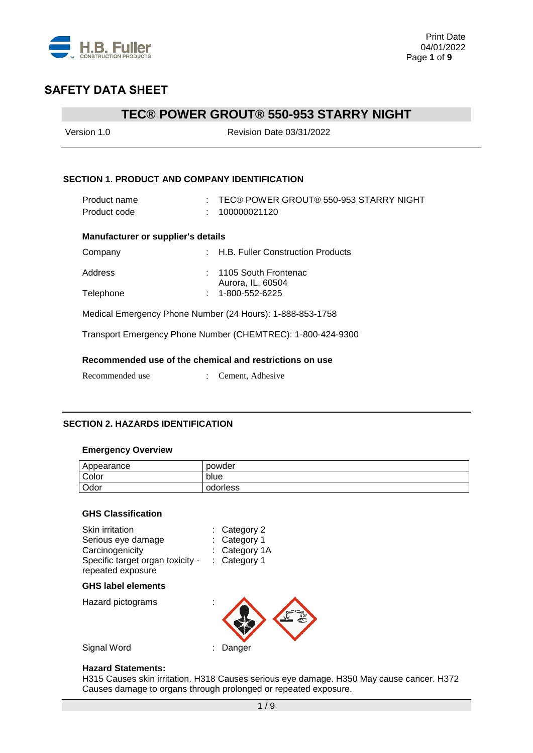# SAFETY DATA SHEET

## TEC® POWER GROUT® 550-953 STARRY NIGHT

Version 1.0 Revision Date 03/31/2022

### SECTION 1. PRODUCT AND COMPANY IDENTIFICATION

Product name : TEC® POWER GROUT® 550-953 STARRY NIGHT
Product code : 100000021120

**Manufacturer or supplier's details**

Company : H.B. Fuller Construction Products

Address : 1105 South Frontenac
Aurora, IL, 60504

Telephone : 1-800-552-6225

Medical Emergency Phone Number (24 Hours): 1-888-853-1758

Transport Emergency Phone Number (CHEMTREC): 1-800-424-9300

**Recommended use of the chemical and restrictions on use**

Recommended use : Cement, Adhesive

### SECTION 2. HAZARDS IDENTIFICATION

**Emergency Overview**

| Appearance | powder |
|---|---|
| Color | blue |
| Odor | odorless |

**GHS Classification**

Skin irritation : Category 2
Serious eye damage : Category 1
Carcinogenicity : Category 1A
Specific target organ toxicity - repeated exposure : Category 1

**GHS label elements**

Hazard pictograms :

Signal Word : Danger

**Hazard Statements:**
H315 Causes skin irritation. H318 Causes serious eye damage. H350 May cause cancer. H372 Causes damage to organs through prolonged or repeated exposure.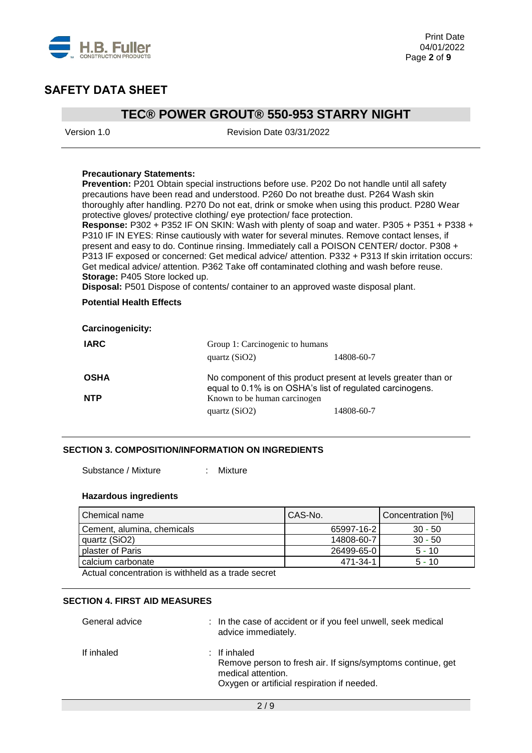**Precautionary Statements:**
**Prevention:** P201 Obtain special instructions before use. P202 Do not handle until all safety precautions have been read and understood. P260 Do not breathe dust. P264 Wash skin thoroughly after handling. P270 Do not eat, drink or smoke when using this product. P280 Wear protective gloves/ protective clothing/ eye protection/ face protection.
**Response:** P302 + P352 IF ON SKIN: Wash with plenty of soap and water. P305 + P351 + P338 + P310 IF IN EYES: Rinse cautiously with water for several minutes. Remove contact lenses, if present and easy to do. Continue rinsing. Immediately call a POISON CENTER/ doctor. P308 + P313 IF exposed or concerned: Get medical advice/ attention. P332 + P313 If skin irritation occurs: Get medical advice/ attention. P362 Take off contaminated clothing and wash before reuse.
**Storage:** P405 Store locked up.
**Disposal:** P501 Dispose of contents/ container to an approved waste disposal plant.

**Potential Health Effects**

**Carcinogenicity:**

| | | |
|---|---|---|
| **IARC** | Group 1: Carcinogenic to humans | |
| | quartz ($SiO_2$) | 14808-60-7 |
| **OSHA** | No component of this product present at levels greater than or equal to 0.1% is on OSHA's list of regulated carcinogens. | |
| **NTP** | Known to be human carcinogen | |
| | quartz ($SiO_2$) | 14808-60-7 |

## SECTION 3. COMPOSITION/INFORMATION ON INGREDIENTS

Substance / Mixture : Mixture

**Hazardous ingredients**

| Chemical name | CAS-No. | Concentration [%] |
|---|---|---|
| Cement, alumina, chemicals | 65997-16-2 | 30 - 50 |
| quartz ($SiO_2$) | 14808-60-7 | 30 - 50 |
| plaster of Paris | 26499-65-0 | 5 - 10 |
| calcium carbonate | 471-34-1 | 5 - 10 |

Actual concentration is withheld as a trade secret

## SECTION 4. FIRST AID MEASURES

General advice : In the case of accident or if you feel unwell, seek medical advice immediately.

If inhaled : If inhaled
Remove person to fresh air. If signs/symptoms continue, get medical attention.
Oxygen or artificial respiration if needed.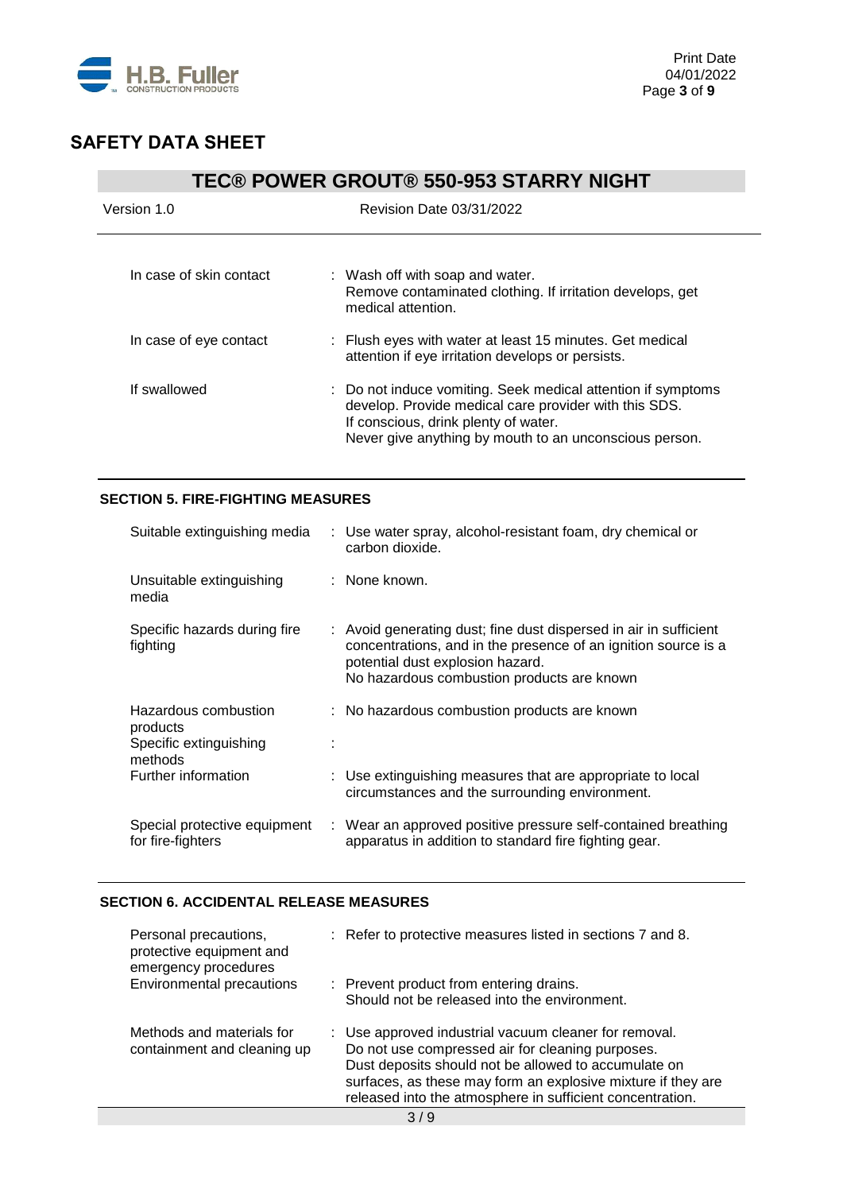# SAFETY DATA SHEET

## TEC® POWER GROUT® 550-953 STARRY NIGHT

Version 1.0 Revision Date 03/31/2022

| | |
|---|---|
| In case of skin contact | : Wash off with soap and water. Remove contaminated clothing. If irritation develops, get medical attention. |
| In case of eye contact | : Flush eyes with water at least 15 minutes. Get medical attention if eye irritation develops or persists. |
| If swallowed | : Do not induce vomiting. Seek medical attention if symptoms develop. Provide medical care provider with this SDS. If conscious, drink plenty of water. Never give anything by mouth to an unconscious person. |

### SECTION 5. FIRE-FIGHTING MEASURES

| | |
|---|---|
| Suitable extinguishing media | : Use water spray, alcohol-resistant foam, dry chemical or carbon dioxide. |
| Unsuitable extinguishing media | : None known. |
| Specific hazards during fire fighting | : Avoid generating dust; fine dust dispersed in air in sufficient concentrations, and in the presence of an ignition source is a potential dust explosion hazard. No hazardous combustion products are known |
| Hazardous combustion products | : No hazardous combustion products are known |
| Specific extinguishing methods | : |
| Further information | : Use extinguishing measures that are appropriate to local circumstances and the surrounding environment. |
| Special protective equipment for fire-fighters | : Wear an approved positive pressure self-contained breathing apparatus in addition to standard fire fighting gear. |

### SECTION 6. ACCIDENTAL RELEASE MEASURES

| | |
|---|---|
| Personal precautions, protective equipment and emergency procedures | : Refer to protective measures listed in sections 7 and 8. |
| Environmental precautions | : Prevent product from entering drains. Should not be released into the environment. |
| Methods and materials for containment and cleaning up | : Use approved industrial vacuum cleaner for removal. Do not use compressed air for cleaning purposes. Dust deposits should not be allowed to accumulate on surfaces, as these may form an explosive mixture if they are released into the atmosphere in sufficient concentration. |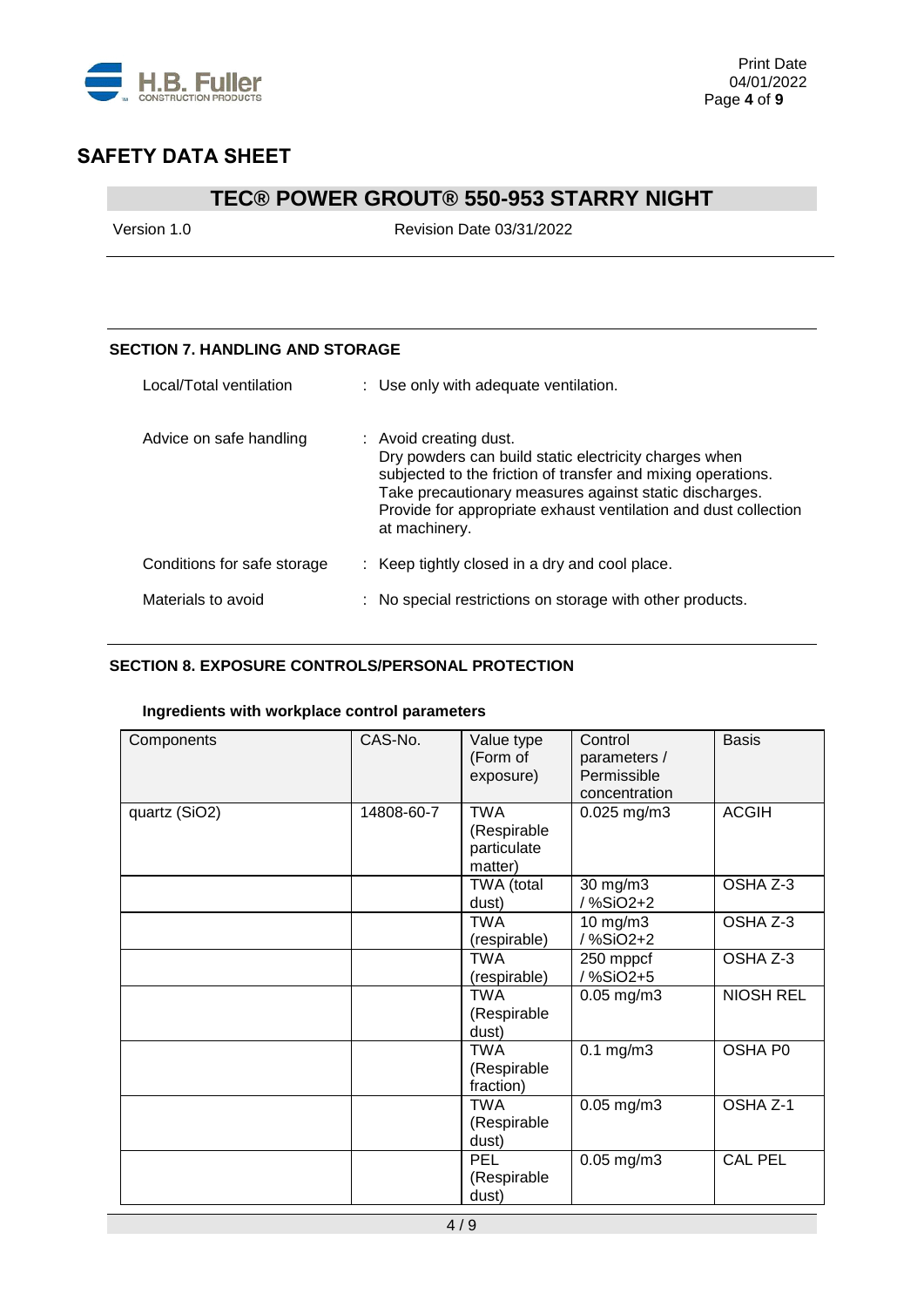# SAFETY DATA SHEET

## TEC® POWER GROUT® 550-953 STARRY NIGHT

Version 1.0 Revision Date 03/31/2022

### SECTION 7. HANDLING AND STORAGE

Local/Total ventilation : Use only with adequate ventilation.

Advice on safe handling : Avoid creating dust.
Dry powders can build static electricity charges when subjected to the friction of transfer and mixing operations.
Take precautionary measures against static discharges.
Provide for appropriate exhaust ventilation and dust collection at machinery.

Conditions for safe storage : Keep tightly closed in a dry and cool place.

Materials to avoid : No special restrictions on storage with other products.

### SECTION 8. EXPOSURE CONTROLS/PERSONAL PROTECTION

**Ingredients with workplace control parameters**

| Components | CAS-No. | Value type (Form of exposure) | Control parameters / Permissible concentration | Basis |
|---|---|---|---|---|
| quartz ($SiO_2$) | 14808-60-7 | TWA (Respirable particulate matter) | 0.025 mg/m3 | ACGIH |
| | | TWA (total dust) | 30 mg/m3 / %SiO2+2 | OSHA Z-3 |
| | | TWA (respirable) | 10 mg/m3 / %SiO2+2 | OSHA Z-3 |
| | | TWA (respirable) | 250 mppcf / %SiO2+5 | OSHA Z-3 |
| | | TWA (Respirable dust) | 0.05 mg/m3 | NIOSH REL |
| | | TWA (Respirable fraction) | 0.1 mg/m3 | OSHA P0 |
| | | TWA (Respirable dust) | 0.05 mg/m3 | OSHA Z-1 |
| | | PEL (Respirable dust) | 0.05 mg/m3 | CAL PEL |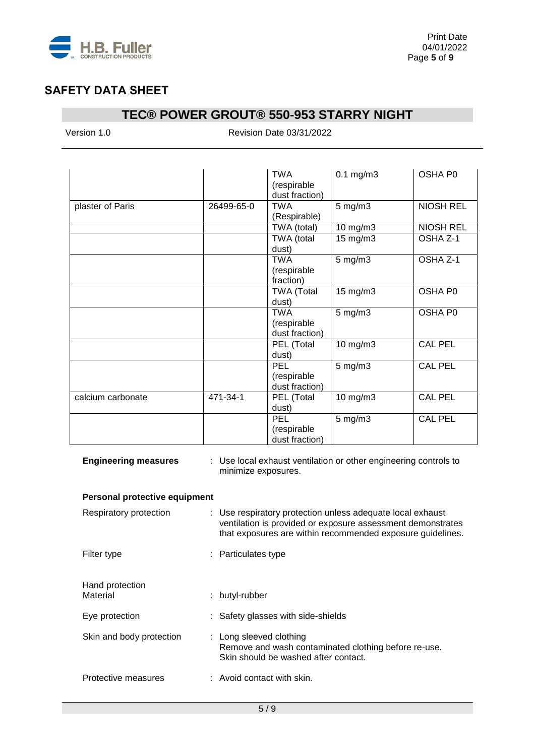| | | TWA (respirable dust fraction) | 0.1 mg/m3 | OSHA P0 |
|---|---|---|---|---|
| plaster of Paris | 26499-65-0 | TWA (Respirable) | 5 mg/m3 | NIOSH REL |
| | | TWA (total) | 10 mg/m3 | NIOSH REL |
| | | TWA (total dust) | 15 mg/m3 | OSHA Z-1 |
| | | TWA (respirable fraction) | 5 mg/m3 | OSHA Z-1 |
| | | TWA (Total dust) | 15 mg/m3 | OSHA P0 |
| | | TWA (respirable dust fraction) | 5 mg/m3 | OSHA P0 |
| | | PEL (Total dust) | 10 mg/m3 | CAL PEL |
| | | PEL (respirable dust fraction) | 5 mg/m3 | CAL PEL |
| calcium carbonate | 471-34-1 | PEL (Total dust) | 10 mg/m3 | CAL PEL |
| | | PEL (respirable dust fraction) | 5 mg/m3 | CAL PEL |

**Engineering measures** : Use local exhaust ventilation or other engineering controls to minimize exposures.

**Personal protective equipment**

Respiratory protection : Use respiratory protection unless adequate local exhaust ventilation is provided or exposure assessment demonstrates that exposures are within recommended exposure guidelines.

Filter type : Particulates type

Hand protection
Material : butyl-rubber

Eye protection : Safety glasses with side-shields

Skin and body protection : Long sleeved clothing
Remove and wash contaminated clothing before re-use.
Skin should be washed after contact.

Protective measures : Avoid contact with skin.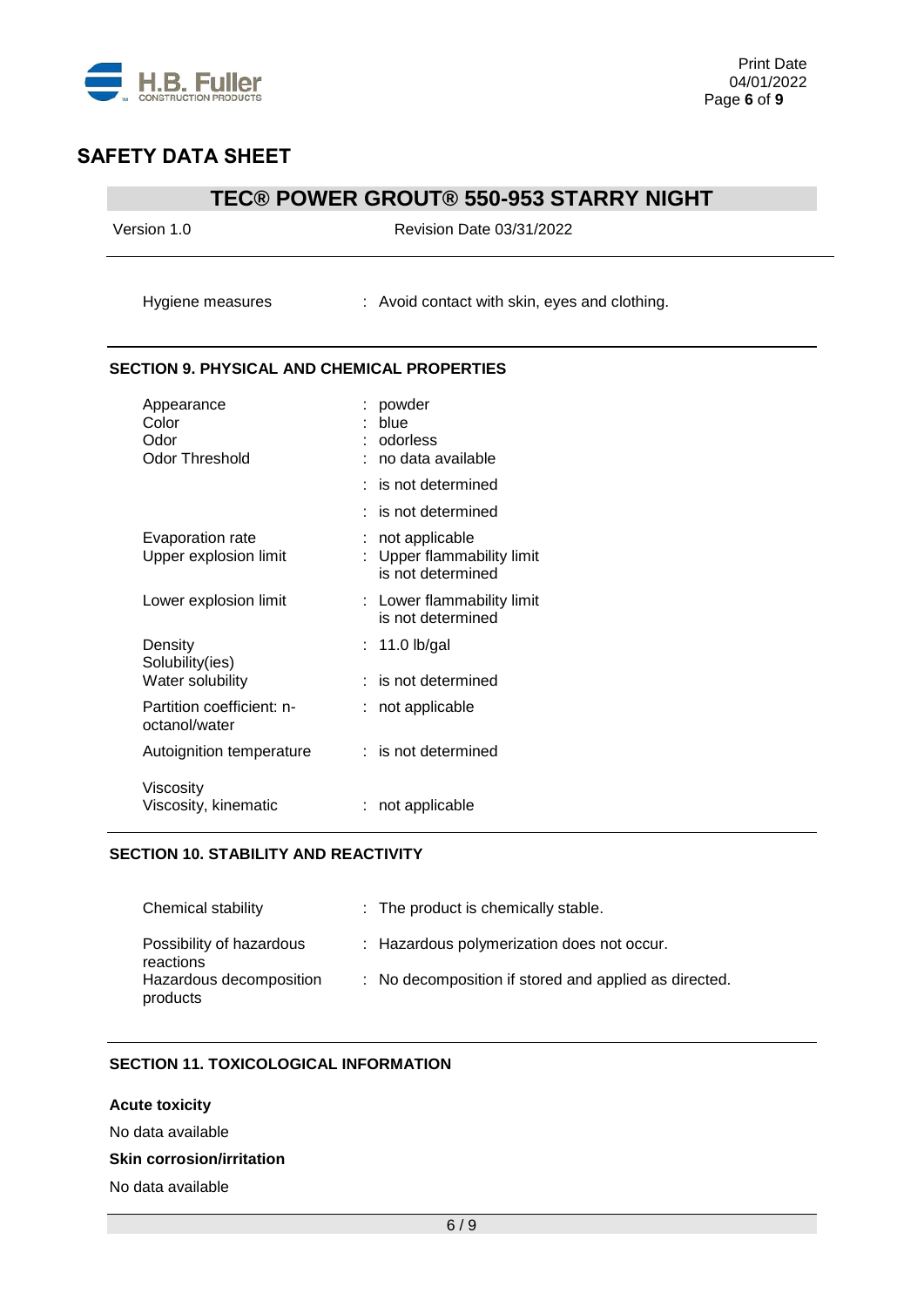| | |
|---|---|
| Hygiene measures | : Avoid contact with skin, eyes and clothing. |

## SECTION 9. PHYSICAL AND CHEMICAL PROPERTIES

| | |
|---|---|
| Appearance | : powder |
| Color | : blue |
| Odor | : odorless |
| Odor Threshold | : no data available |
| | : is not determined |
| | : is not determined |
| Evaporation rate | : not applicable |
| Upper explosion limit | : Upper flammability limit is not determined |
| Lower explosion limit | : Lower flammability limit is not determined |
| Density | : 11.0 lb/gal |
| Solubility(ies) | |
| Water solubility | : is not determined |
| Partition coefficient: n-octanol/water | : not applicable |
| Autoignition temperature | : is not determined |
| Viscosity | |
| Viscosity, kinematic | : not applicable |

## SECTION 10. STABILITY AND REACTIVITY

| | |
|---|---|
| Chemical stability | : The product is chemically stable. |
| Possibility of hazardous reactions | : Hazardous polymerization does not occur. |
| Hazardous decomposition products | : No decomposition if stored and applied as directed. |

## SECTION 11. TOXICOLOGICAL INFORMATION

**Acute toxicity**

No data available

**Skin corrosion/irritation**

No data available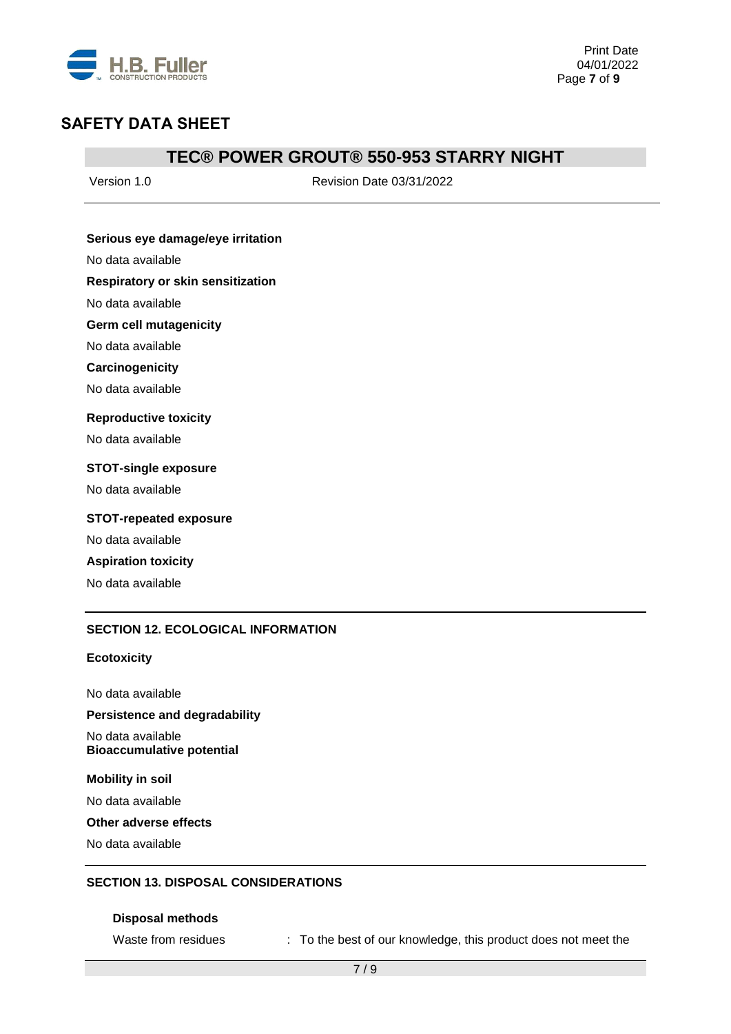**Serious eye damage/eye irritation**

No data available

**Respiratory or skin sensitization**

No data available

**Germ cell mutagenicity**

No data available

**Carcinogenicity**

No data available

**Reproductive toxicity**

No data available

**STOT-single exposure**

No data available

**STOT-repeated exposure**

No data available

**Aspiration toxicity**

No data available

## SECTION 12. ECOLOGICAL INFORMATION

**Ecotoxicity**

No data available

**Persistence and degradability**

No data available

**Bioaccumulative potential**

**Mobility in soil**

No data available

**Other adverse effects**

No data available

## SECTION 13. DISPOSAL CONSIDERATIONS

**Disposal methods**

Waste from residues : To the best of our knowledge, this product does not meet the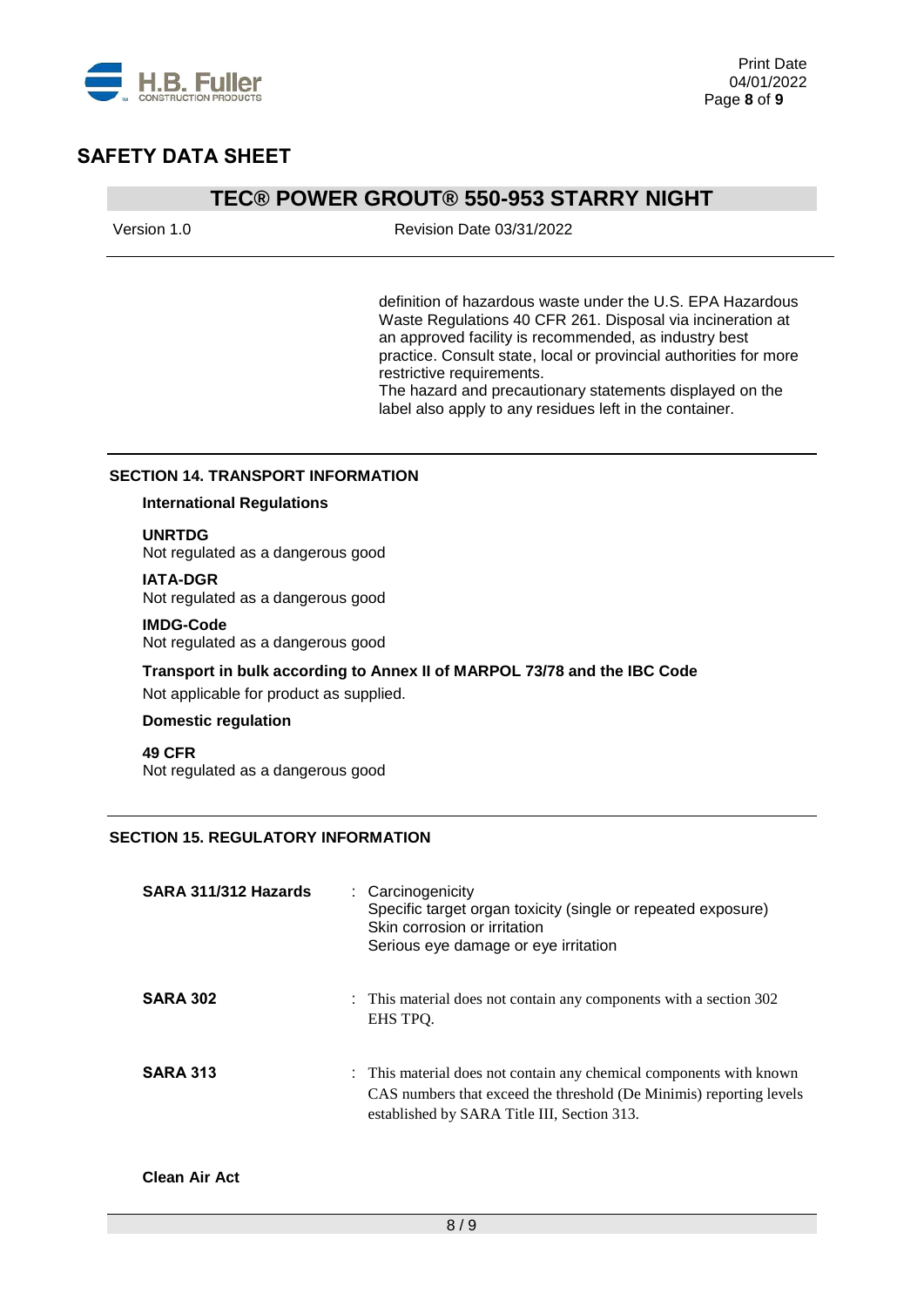definition of hazardous waste under the U.S. EPA Hazardous Waste Regulations 40 CFR 261. Disposal via incineration at an approved facility is recommended, as industry best practice. Consult state, local or provincial authorities for more restrictive requirements.
The hazard and precautionary statements displayed on the label also apply to any residues left in the container.

## SECTION 14. TRANSPORT INFORMATION

### International Regulations

**UNRTDG**
Not regulated as a dangerous good

**IATA-DGR**
Not regulated as a dangerous good

**IMDG-Code**
Not regulated as a dangerous good

**Transport in bulk according to Annex II of MARPOL 73/78 and the IBC Code**

Not applicable for product as supplied.

### Domestic regulation

**49 CFR**
Not regulated as a dangerous good

## SECTION 15. REGULATORY INFORMATION

**SARA 311/312 Hazards** : Carcinogenicity
Specific target organ toxicity (single or repeated exposure)
Skin corrosion or irritation
Serious eye damage or eye irritation

**SARA 302** : This material does not contain any components with a section 302 EHS TPQ.

**SARA 313** : This material does not contain any chemical components with known CAS numbers that exceed the threshold (De Minimis) reporting levels established by SARA Title III, Section 313.

**Clean Air Act**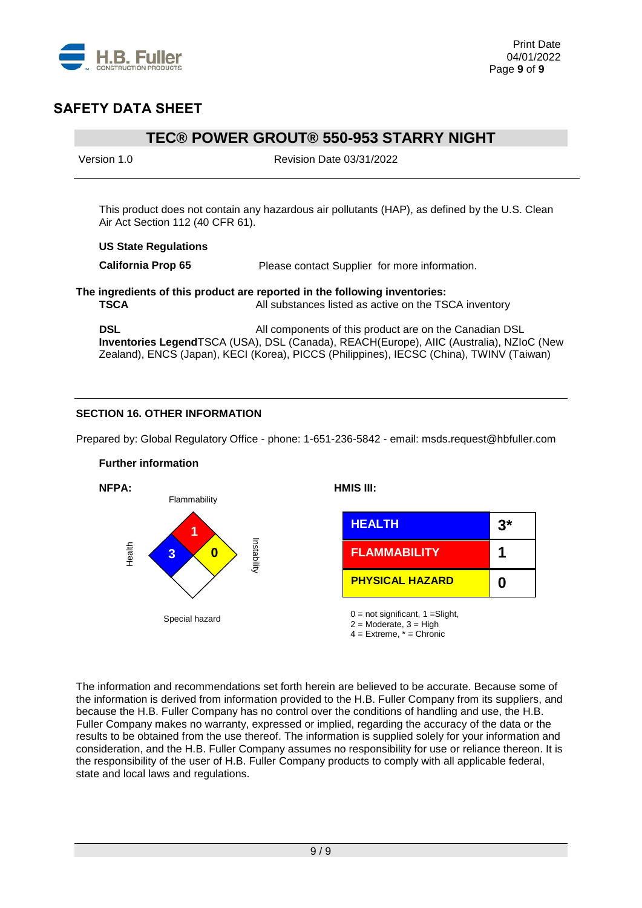This product does not contain any hazardous air pollutants (HAP), as defined by the U.S. Clean Air Act Section 112 (40 CFR 61).

**US State Regulations**

**California Prop 65** Please contact Supplier for more information.

**The ingredients of this product are reported in the following inventories:**

**TSCA** All substances listed as active on the TSCA inventory

**DSL** All components of this product are on the Canadian DSL

**Inventories Legend** TSCA (USA), DSL (Canada), REACH(Europe), AIIC (Australia), NZIoC (New Zealand), ENCS (Japan), KECI (Korea), PICCS (Philippines), IECSC (China), TWINV (Taiwan)

## SECTION 16. OTHER INFORMATION

Prepared by: Global Regulatory Office - phone: 1-651-236-5842 - email: msds.request@hbfuller.com

**Further information**

**NFPA:**

Flammability: 1
Health: 3
Instability: 0
Special hazard

**HMIS III:**

| | |
|---|---|
| HEALTH | 3* |
| FLAMMABILITY | 1 |
| PHYSICAL HAZARD | 0 |

0 = not significant, 1 =Slight,
2 = Moderate, 3 = High
4 = Extreme, * = Chronic

The information and recommendations set forth herein are believed to be accurate. Because some of the information is derived from information provided to the H.B. Fuller Company from its suppliers, and because the H.B. Fuller Company has no control over the conditions of handling and use, the H.B. Fuller Company makes no warranty, expressed or implied, regarding the accuracy of the data or the results to be obtained from the use thereof. The information is supplied solely for your information and consideration, and the H.B. Fuller Company assumes no responsibility for use or reliance thereon. It is the responsibility of the user of H.B. Fuller Company products to comply with all applicable federal, state and local laws and regulations.